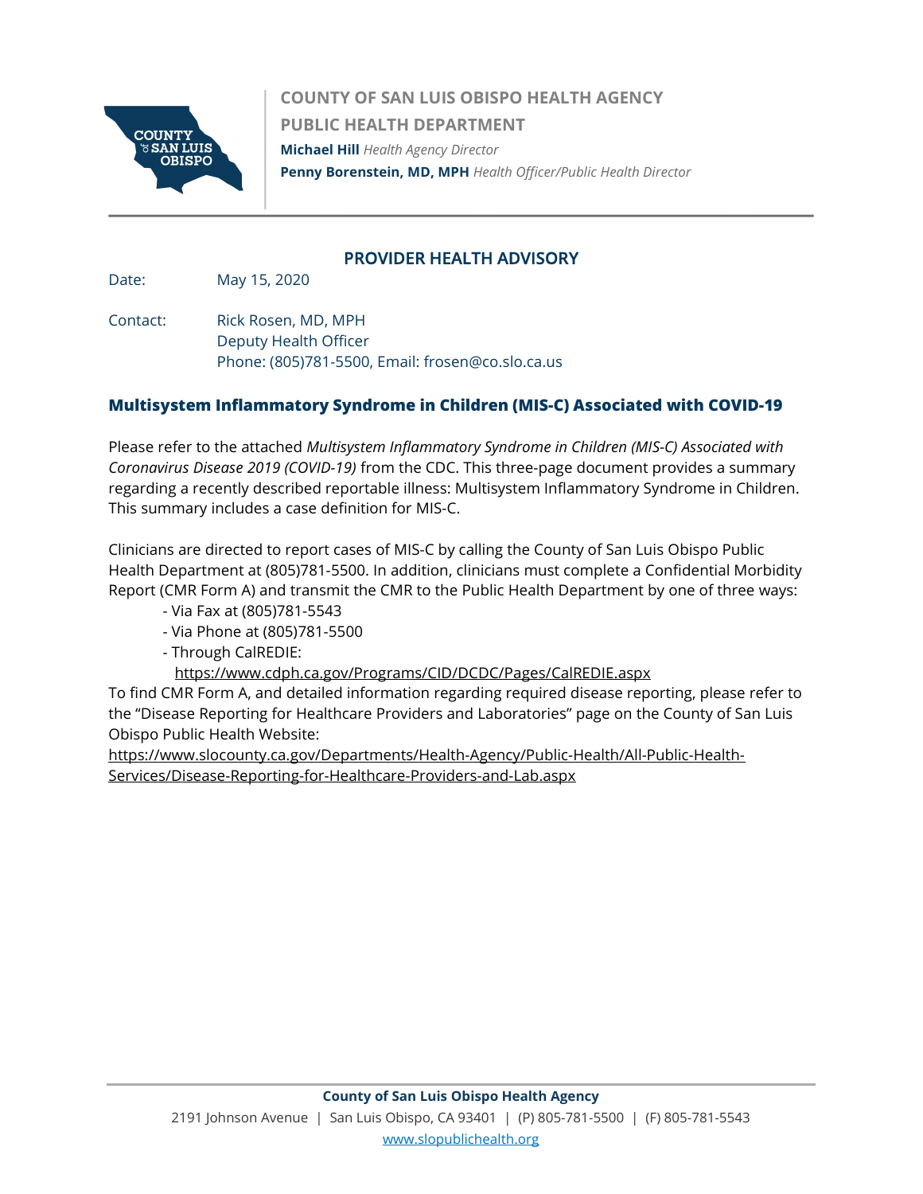**COUNTY OF SAN LUIS OBISPO HEALTH AGENCY**

**PUBLIC HEALTH DEPARTMENT**

**Michael Hill** *Health Agency Director*

**Penny Borenstein, MD, MPH** *Health Officer/Public Health Director*

## PROVIDER HEALTH ADVISORY

Date: May 15, 2020

Contact: Rick Rosen, MD, MPH
Deputy Health Officer
Phone: (805)781-5500, Email: frosen@co.slo.ca.us

### Multisystem Inflammatory Syndrome in Children (MIS-C) Associated with COVID-19

Please refer to the attached *Multisystem Inflammatory Syndrome in Children (MIS-C) Associated with Coronavirus Disease 2019 (COVID-19)* from the CDC. This three-page document provides a summary regarding a recently described reportable illness: Multisystem Inflammatory Syndrome in Children. This summary includes a case definition for MIS-C.

Clinicians are directed to report cases of MIS-C by calling the County of San Luis Obispo Public Health Department at (805)781-5500. In addition, clinicians must complete a Confidential Morbidity Report (CMR Form A) and transmit the CMR to the Public Health Department by one of three ways:

- Via Fax at (805)781-5543
- Via Phone at (805)781-5500
- Through CalREDIE: https://www.cdph.ca.gov/Programs/CID/DCDC/Pages/CalREDIE.aspx

To find CMR Form A, and detailed information regarding required disease reporting, please refer to the "Disease Reporting for Healthcare Providers and Laboratories" page on the County of San Luis Obispo Public Health Website:
https://www.slocounty.ca.gov/Departments/Health-Agency/Public-Health/All-Public-Health-Services/Disease-Reporting-for-Healthcare-Providers-and-Lab.aspx

**County of San Luis Obispo Health Agency**
2191 Johnson Avenue | San Luis Obispo, CA 93401 | (P) 805-781-5500 | (F) 805-781-5543
www.slopublichealth.org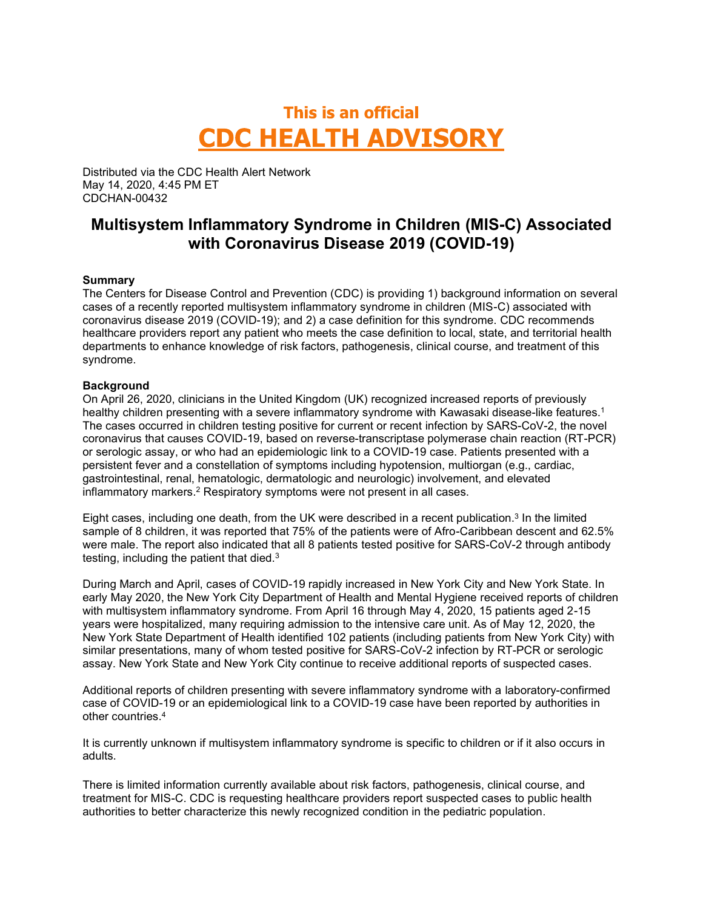# This is an official
# CDC HEALTH ADVISORY

Distributed via the CDC Health Alert Network
May 14, 2020, 4:45 PM ET
CDCHAN-00432

## Multisystem Inflammatory Syndrome in Children (MIS-C) Associated with Coronavirus Disease 2019 (COVID-19)

**Summary**
The Centers for Disease Control and Prevention (CDC) is providing 1) background information on several cases of a recently reported multisystem inflammatory syndrome in children (MIS-C) associated with coronavirus disease 2019 (COVID-19); and 2) a case definition for this syndrome. CDC recommends healthcare providers report any patient who meets the case definition to local, state, and territorial health departments to enhance knowledge of risk factors, pathogenesis, clinical course, and treatment of this syndrome.

**Background**
On April 26, 2020, clinicians in the United Kingdom (UK) recognized increased reports of previously healthy children presenting with a severe inflammatory syndrome with Kawasaki disease-like features.[1] The cases occurred in children testing positive for current or recent infection by SARS-CoV-2, the novel coronavirus that causes COVID-19, based on reverse-transcriptase polymerase chain reaction (RT-PCR) or serologic assay, or who had an epidemiologic link to a COVID-19 case. Patients presented with a persistent fever and a constellation of symptoms including hypotension, multiorgan (e.g., cardiac, gastrointestinal, renal, hematologic, dermatologic and neurologic) involvement, and elevated inflammatory markers.[2] Respiratory symptoms were not present in all cases.

Eight cases, including one death, from the UK were described in a recent publication.[3] In the limited sample of 8 children, it was reported that 75% of the patients were of Afro-Caribbean descent and 62.5% were male. The report also indicated that all 8 patients tested positive for SARS-CoV-2 through antibody testing, including the patient that died.[3]

During March and April, cases of COVID-19 rapidly increased in New York City and New York State. In early May 2020, the New York City Department of Health and Mental Hygiene received reports of children with multisystem inflammatory syndrome. From April 16 through May 4, 2020, 15 patients aged 2-15 years were hospitalized, many requiring admission to the intensive care unit. As of May 12, 2020, the New York State Department of Health identified 102 patients (including patients from New York City) with similar presentations, many of whom tested positive for SARS-CoV-2 infection by RT-PCR or serologic assay. New York State and New York City continue to receive additional reports of suspected cases.

Additional reports of children presenting with severe inflammatory syndrome with a laboratory-confirmed case of COVID-19 or an epidemiological link to a COVID-19 case have been reported by authorities in other countries.[4]

It is currently unknown if multisystem inflammatory syndrome is specific to children or if it also occurs in adults.

There is limited information currently available about risk factors, pathogenesis, clinical course, and treatment for MIS-C. CDC is requesting healthcare providers report suspected cases to public health authorities to better characterize this newly recognized condition in the pediatric population.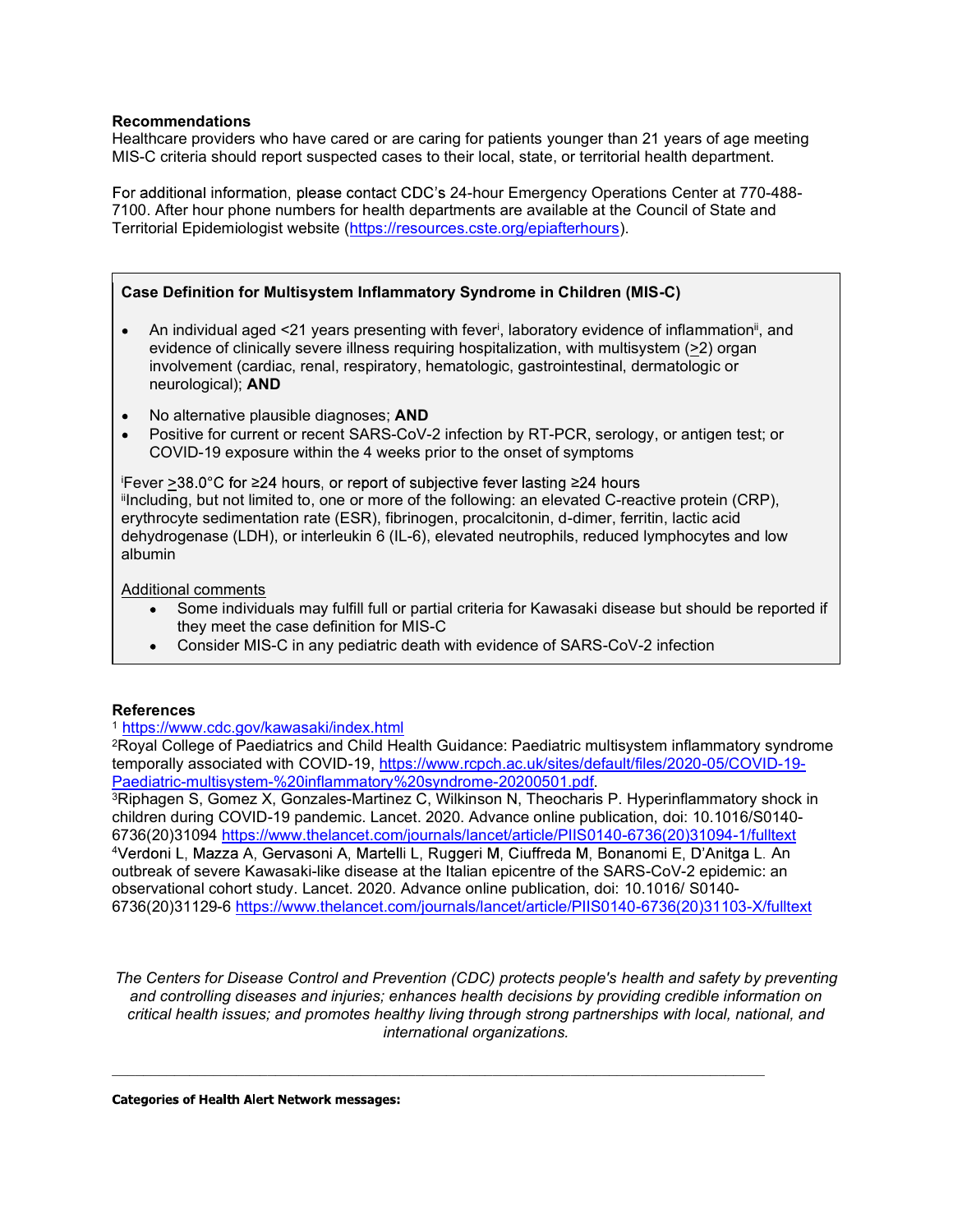**Recommendations**

Healthcare providers who have cared or are caring for patients younger than 21 years of age meeting MIS-C criteria should report suspected cases to their local, state, or territorial health department.

For additional information, please contact CDC's 24-hour Emergency Operations Center at 770-488-7100. After hour phone numbers for health departments are available at the Council of State and Territorial Epidemiologist website (https://resources.cste.org/epiafterhours).

---

**Case Definition for Multisystem Inflammatory Syndrome in Children (MIS-C)**

- An individual aged <21 years presenting with fever[i], laboratory evidence of inflammation[ii], and evidence of clinically severe illness requiring hospitalization, with multisystem (≥2) organ involvement (cardiac, renal, respiratory, hematologic, gastrointestinal, dermatologic or neurological); **AND**
- No alternative plausible diagnoses; **AND**
- Positive for current or recent SARS-CoV-2 infection by RT-PCR, serology, or antigen test; or COVID-19 exposure within the 4 weeks prior to the onset of symptoms

[i]Fever ≥38.0°C for ≥24 hours, or report of subjective fever lasting ≥24 hours
[ii]Including, but not limited to, one or more of the following: an elevated C-reactive protein (CRP), erythrocyte sedimentation rate (ESR), fibrinogen, procalcitonin, d-dimer, ferritin, lactic acid dehydrogenase (LDH), or interleukin 6 (IL-6), elevated neutrophils, reduced lymphocytes and low albumin

Additional comments

- Some individuals may fulfill full or partial criteria for Kawasaki disease but should be reported if they meet the case definition for MIS-C
- Consider MIS-C in any pediatric death with evidence of SARS-CoV-2 infection

---

**References**

[1] https://www.cdc.gov/kawasaki/index.html
[2]Royal College of Paediatrics and Child Health Guidance: Paediatric multisystem inflammatory syndrome temporally associated with COVID-19, https://www.rcpch.ac.uk/sites/default/files/2020-05/COVID-19-Paediatric-multisystem-%20inflammatory%20syndrome-20200501.pdf.
[3]Riphagen S, Gomez X, Gonzales-Martinez C, Wilkinson N, Theocharis P. Hyperinflammatory shock in children during COVID-19 pandemic. Lancet. 2020. Advance online publication, doi: 10.1016/S0140-6736(20)31094 https://www.thelancet.com/journals/lancet/article/PIIS0140-6736(20)31094-1/fulltext
[4]Verdoni L, Mazza A, Gervasoni A, Martelli L, Ruggeri M, Ciuffreda M, Bonanomi E, D'Anitga L. An outbreak of severe Kawasaki-like disease at the Italian epicentre of the SARS-CoV-2 epidemic: an observational cohort study. Lancet. 2020. Advance online publication, doi: 10.1016/ S0140-6736(20)31129-6 https://www.thelancet.com/journals/lancet/article/PIIS0140-6736(20)31103-X/fulltext

*The Centers for Disease Control and Prevention (CDC) protects people's health and safety by preventing and controlling diseases and injuries; enhances health decisions by providing credible information on critical health issues; and promotes healthy living through strong partnerships with local, national, and international organizations.*

---

**Categories of Health Alert Network messages:**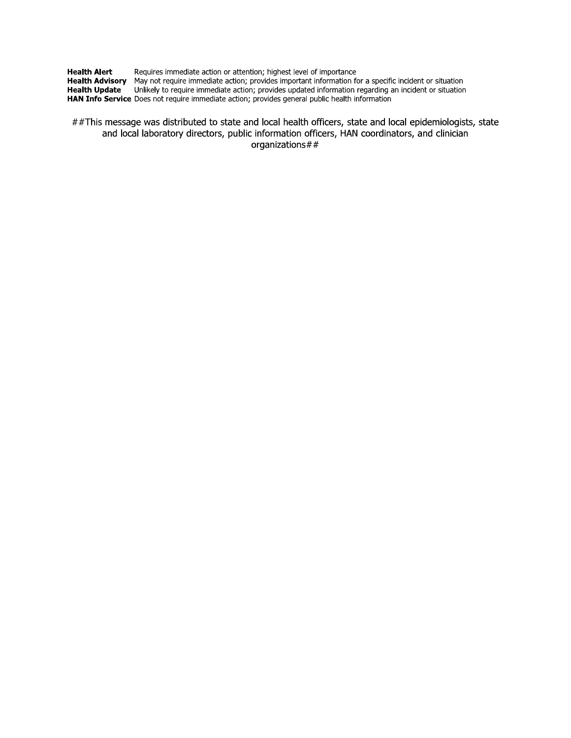| | |
|---|---|
| **Health Alert** | Requires immediate action or attention; highest level of importance |
| **Health Advisory** | May not require immediate action; provides important information for a specific incident or situation |
| **Health Update** | Unlikely to require immediate action; provides updated information regarding an incident or situation |
| **HAN Info Service** | Does not require immediate action; provides general public health information |

##This message was distributed to state and local health officers, state and local epidemiologists, state and local laboratory directors, public information officers, HAN coordinators, and clinician organizations##